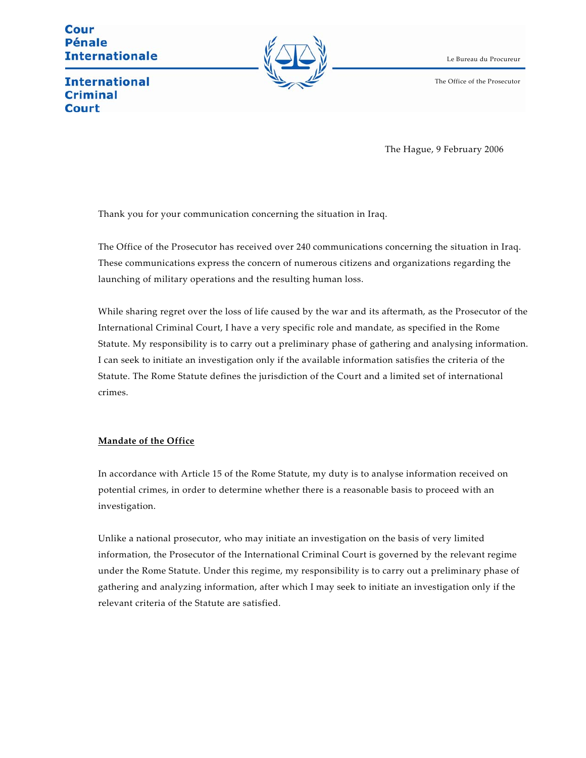Cour Pénale Internationale

International Criminal Court

Le Bureau du Procureur

The Office of the Prosecutor

The Hague, 9 February 2006

Thank you for your communication concerning the situation in Iraq.

The Office of the Prosecutor has received over 240 communications concerning the situation in Iraq. These communications express the concern of numerous citizens and organizations regarding the launching of military operations and the resulting human loss.

While sharing regret over the loss of life caused by the war and its aftermath, as the Prosecutor of the International Criminal Court, I have a very specific role and mandate, as specified in the Rome Statute. My responsibility is to carry out a preliminary phase of gathering and analysing information. I can seek to initiate an investigation only if the available information satisfies the criteria of the Statute. The Rome Statute defines the jurisdiction of the Court and a limited set of international crimes.

**Mandate of the Office**

In accordance with Article 15 of the Rome Statute, my duty is to analyse information received on potential crimes, in order to determine whether there is a reasonable basis to proceed with an investigation.

Unlike a national prosecutor, who may initiate an investigation on the basis of very limited information, the Prosecutor of the International Criminal Court is governed by the relevant regime under the Rome Statute. Under this regime, my responsibility is to carry out a preliminary phase of gathering and analyzing information, after which I may seek to initiate an investigation only if the relevant criteria of the Statute are satisfied.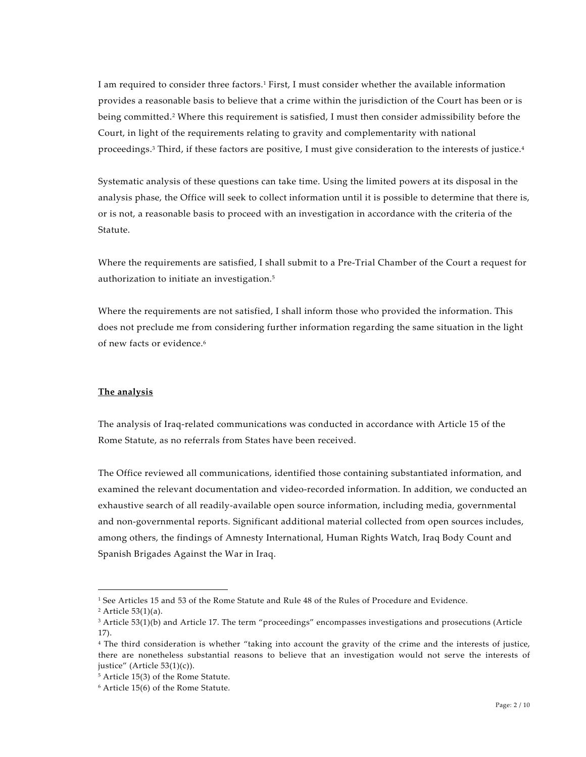I am required to consider three factors.[1] First, I must consider whether the available information provides a reasonable basis to believe that a crime within the jurisdiction of the Court has been or is being committed.[2] Where this requirement is satisfied, I must then consider admissibility before the Court, in light of the requirements relating to gravity and complementarity with national proceedings.[3] Third, if these factors are positive, I must give consideration to the interests of justice.[4]

Systematic analysis of these questions can take time. Using the limited powers at its disposal in the analysis phase, the Office will seek to collect information until it is possible to determine that there is, or is not, a reasonable basis to proceed with an investigation in accordance with the criteria of the Statute.

Where the requirements are satisfied, I shall submit to a Pre-Trial Chamber of the Court a request for authorization to initiate an investigation.[5]

Where the requirements are not satisfied, I shall inform those who provided the information. This does not preclude me from considering further information regarding the same situation in the light of new facts or evidence.[6]

**The analysis**

The analysis of Iraq-related communications was conducted in accordance with Article 15 of the Rome Statute, as no referrals from States have been received.

The Office reviewed all communications, identified those containing substantiated information, and examined the relevant documentation and video-recorded information. In addition, we conducted an exhaustive search of all readily-available open source information, including media, governmental and non-governmental reports. Significant additional material collected from open sources includes, among others, the findings of Amnesty International, Human Rights Watch, Iraq Body Count and Spanish Brigades Against the War in Iraq.

---

[1] See Articles 15 and 53 of the Rome Statute and Rule 48 of the Rules of Procedure and Evidence.

[2] Article 53(1)(a).

[3] Article 53(1)(b) and Article 17. The term "proceedings" encompasses investigations and prosecutions (Article 17).

[4] The third consideration is whether "taking into account the gravity of the crime and the interests of justice, there are nonetheless substantial reasons to believe that an investigation would not serve the interests of justice" (Article 53(1)(c)).

[5] Article 15(3) of the Rome Statute.

[6] Article 15(6) of the Rome Statute.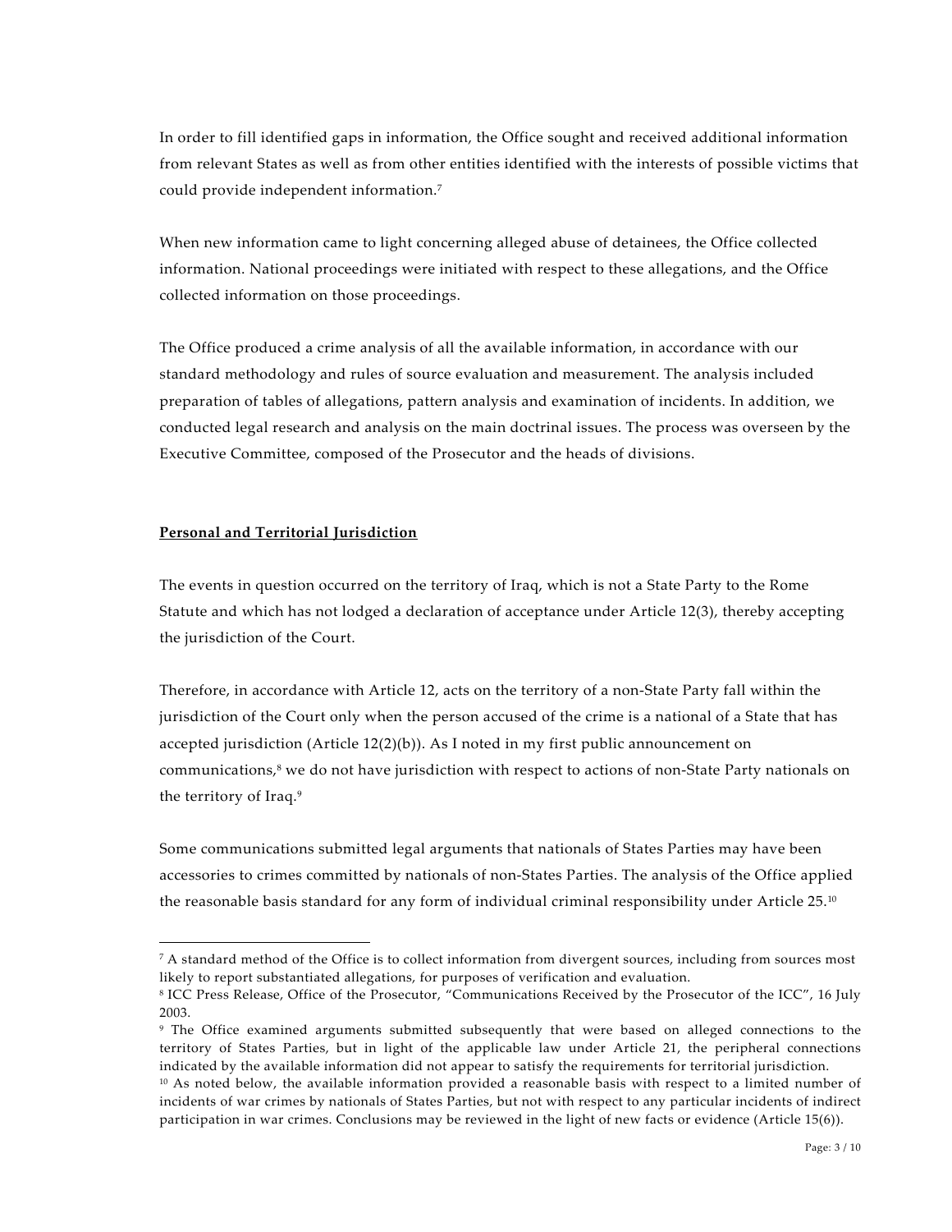In order to fill identified gaps in information, the Office sought and received additional information from relevant States as well as from other entities identified with the interests of possible victims that could provide independent information.[7]

When new information came to light concerning alleged abuse of detainees, the Office collected information. National proceedings were initiated with respect to these allegations, and the Office collected information on those proceedings.

The Office produced a crime analysis of all the available information, in accordance with our standard methodology and rules of source evaluation and measurement. The analysis included preparation of tables of allegations, pattern analysis and examination of incidents. In addition, we conducted legal research and analysis on the main doctrinal issues. The process was overseen by the Executive Committee, composed of the Prosecutor and the heads of divisions.

**Personal and Territorial Jurisdiction**

The events in question occurred on the territory of Iraq, which is not a State Party to the Rome Statute and which has not lodged a declaration of acceptance under Article 12(3), thereby accepting the jurisdiction of the Court.

Therefore, in accordance with Article 12, acts on the territory of a non-State Party fall within the jurisdiction of the Court only when the person accused of the crime is a national of a State that has accepted jurisdiction (Article 12(2)(b)). As I noted in my first public announcement on communications,[8] we do not have jurisdiction with respect to actions of non-State Party nationals on the territory of Iraq.[9]

Some communications submitted legal arguments that nationals of States Parties may have been accessories to crimes committed by nationals of non-States Parties. The analysis of the Office applied the reasonable basis standard for any form of individual criminal responsibility under Article 25.[10]

---

[7] A standard method of the Office is to collect information from divergent sources, including from sources most likely to report substantiated allegations, for purposes of verification and evaluation.

[8] ICC Press Release, Office of the Prosecutor, "Communications Received by the Prosecutor of the ICC", 16 July 2003.

[9] The Office examined arguments submitted subsequently that were based on alleged connections to the territory of States Parties, but in light of the applicable law under Article 21, the peripheral connections indicated by the available information did not appear to satisfy the requirements for territorial jurisdiction.

[10] As noted below, the available information provided a reasonable basis with respect to a limited number of incidents of war crimes by nationals of States Parties, but not with respect to any particular incidents of indirect participation in war crimes. Conclusions may be reviewed in the light of new facts or evidence (Article 15(6)).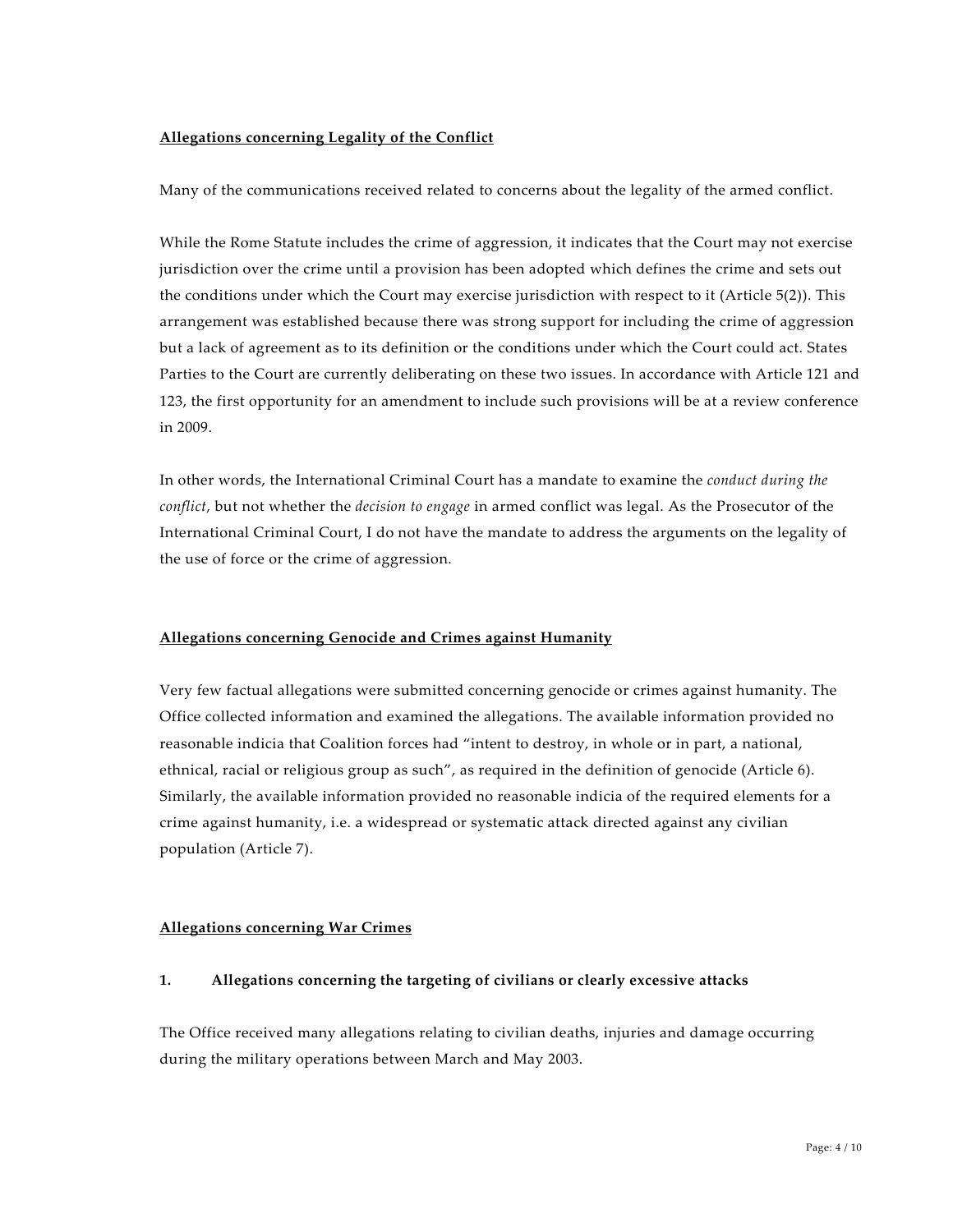**Allegations concerning Legality of the Conflict**

Many of the communications received related to concerns about the legality of the armed conflict.

While the Rome Statute includes the crime of aggression, it indicates that the Court may not exercise jurisdiction over the crime until a provision has been adopted which defines the crime and sets out the conditions under which the Court may exercise jurisdiction with respect to it (Article 5(2)). This arrangement was established because there was strong support for including the crime of aggression but a lack of agreement as to its definition or the conditions under which the Court could act. States Parties to the Court are currently deliberating on these two issues. In accordance with Article 121 and 123, the first opportunity for an amendment to include such provisions will be at a review conference in 2009.

In other words, the International Criminal Court has a mandate to examine the *conduct during the conflict*, but not whether the *decision to engage* in armed conflict was legal. As the Prosecutor of the International Criminal Court, I do not have the mandate to address the arguments on the legality of the use of force or the crime of aggression.

**Allegations concerning Genocide and Crimes against Humanity**

Very few factual allegations were submitted concerning genocide or crimes against humanity. The Office collected information and examined the allegations. The available information provided no reasonable indicia that Coalition forces had "intent to destroy, in whole or in part, a national, ethnical, racial or religious group as such", as required in the definition of genocide (Article 6). Similarly, the available information provided no reasonable indicia of the required elements for a crime against humanity, i.e. a widespread or systematic attack directed against any civilian population (Article 7).

**Allegations concerning War Crimes**

**1. Allegations concerning the targeting of civilians or clearly excessive attacks**

The Office received many allegations relating to civilian deaths, injuries and damage occurring during the military operations between March and May 2003.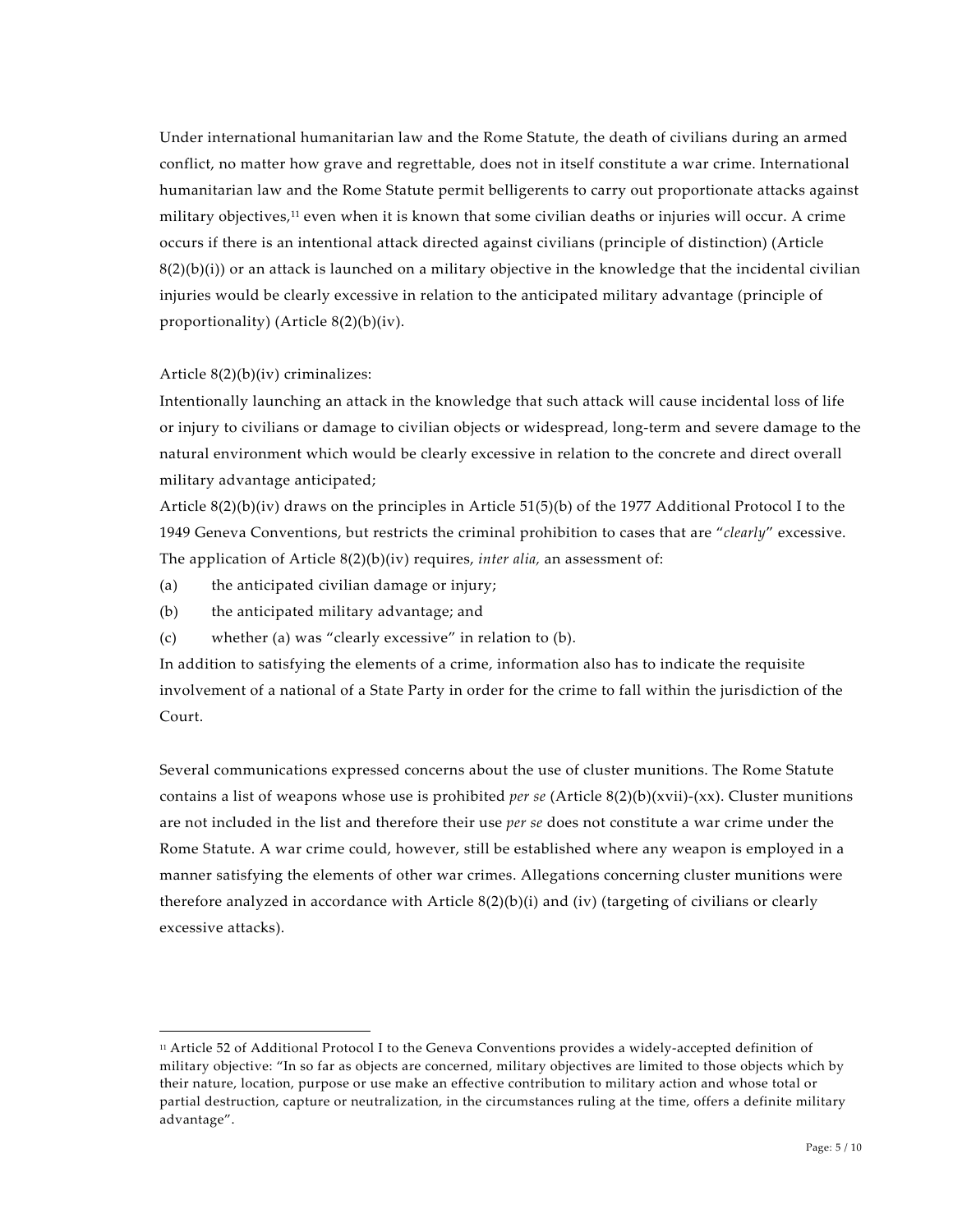Under international humanitarian law and the Rome Statute, the death of civilians during an armed conflict, no matter how grave and regrettable, does not in itself constitute a war crime. International humanitarian law and the Rome Statute permit belligerents to carry out proportionate attacks against military objectives,[11] even when it is known that some civilian deaths or injuries will occur. A crime occurs if there is an intentional attack directed against civilians (principle of distinction) (Article 8(2)(b)(i)) or an attack is launched on a military objective in the knowledge that the incidental civilian injuries would be clearly excessive in relation to the anticipated military advantage (principle of proportionality) (Article 8(2)(b)(iv).

Article 8(2)(b)(iv) criminalizes:

Intentionally launching an attack in the knowledge that such attack will cause incidental loss of life or injury to civilians or damage to civilian objects or widespread, long-term and severe damage to the natural environment which would be clearly excessive in relation to the concrete and direct overall military advantage anticipated;

Article 8(2)(b)(iv) draws on the principles in Article 51(5)(b) of the 1977 Additional Protocol I to the 1949 Geneva Conventions, but restricts the criminal prohibition to cases that are "*clearly*" excessive. The application of Article 8(2)(b)(iv) requires, *inter alia,* an assessment of:

(a) the anticipated civilian damage or injury;

(b) the anticipated military advantage; and

(c) whether (a) was "clearly excessive" in relation to (b).

In addition to satisfying the elements of a crime, information also has to indicate the requisite involvement of a national of a State Party in order for the crime to fall within the jurisdiction of the Court.

Several communications expressed concerns about the use of cluster munitions. The Rome Statute contains a list of weapons whose use is prohibited *per se* (Article 8(2)(b)(xvii)-(xx). Cluster munitions are not included in the list and therefore their use *per se* does not constitute a war crime under the Rome Statute. A war crime could, however, still be established where any weapon is employed in a manner satisfying the elements of other war crimes. Allegations concerning cluster munitions were therefore analyzed in accordance with Article 8(2)(b)(i) and (iv) (targeting of civilians or clearly excessive attacks).

---

[11] Article 52 of Additional Protocol I to the Geneva Conventions provides a widely-accepted definition of military objective: "In so far as objects are concerned, military objectives are limited to those objects which by their nature, location, purpose or use make an effective contribution to military action and whose total or partial destruction, capture or neutralization, in the circumstances ruling at the time, offers a definite military advantage".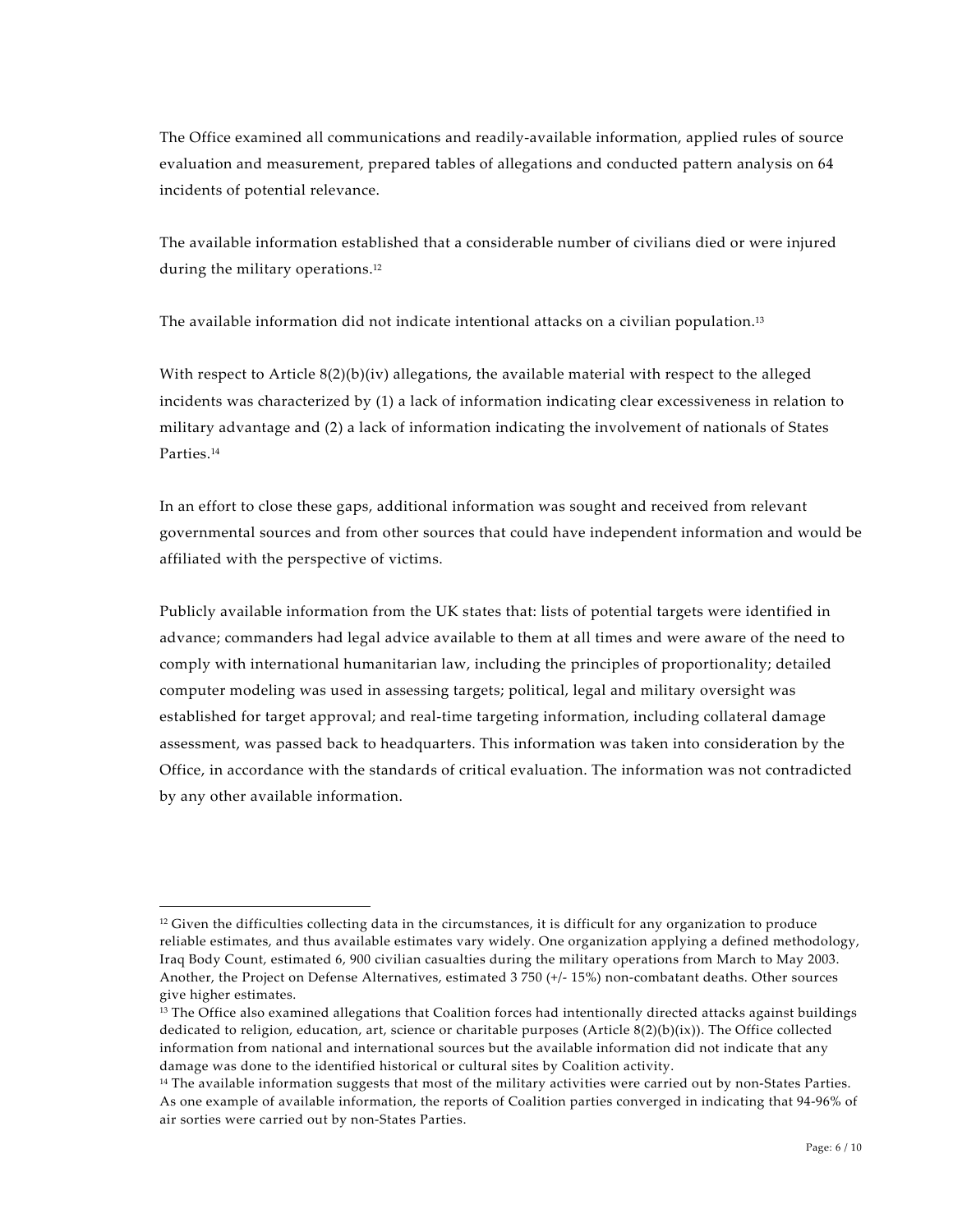The Office examined all communications and readily-available information, applied rules of source evaluation and measurement, prepared tables of allegations and conducted pattern analysis on 64 incidents of potential relevance.

The available information established that a considerable number of civilians died or were injured during the military operations.[12]

The available information did not indicate intentional attacks on a civilian population.[13]

With respect to Article 8(2)(b)(iv) allegations, the available material with respect to the alleged incidents was characterized by (1) a lack of information indicating clear excessiveness in relation to military advantage and (2) a lack of information indicating the involvement of nationals of States Parties.[14]

In an effort to close these gaps, additional information was sought and received from relevant governmental sources and from other sources that could have independent information and would be affiliated with the perspective of victims.

Publicly available information from the UK states that: lists of potential targets were identified in advance; commanders had legal advice available to them at all times and were aware of the need to comply with international humanitarian law, including the principles of proportionality; detailed computer modeling was used in assessing targets; political, legal and military oversight was established for target approval; and real-time targeting information, including collateral damage assessment, was passed back to headquarters. This information was taken into consideration by the Office, in accordance with the standards of critical evaluation. The information was not contradicted by any other available information.

---

[12] Given the difficulties collecting data in the circumstances, it is difficult for any organization to produce reliable estimates, and thus available estimates vary widely. One organization applying a defined methodology, Iraq Body Count, estimated 6, 900 civilian casualties during the military operations from March to May 2003. Another, the Project on Defense Alternatives, estimated 3 750 (+/- 15%) non-combatant deaths. Other sources give higher estimates.

[13] The Office also examined allegations that Coalition forces had intentionally directed attacks against buildings dedicated to religion, education, art, science or charitable purposes (Article 8(2)(b)(ix)). The Office collected information from national and international sources but the available information did not indicate that any damage was done to the identified historical or cultural sites by Coalition activity.

[14] The available information suggests that most of the military activities were carried out by non-States Parties. As one example of available information, the reports of Coalition parties converged in indicating that 94-96% of air sorties were carried out by non-States Parties.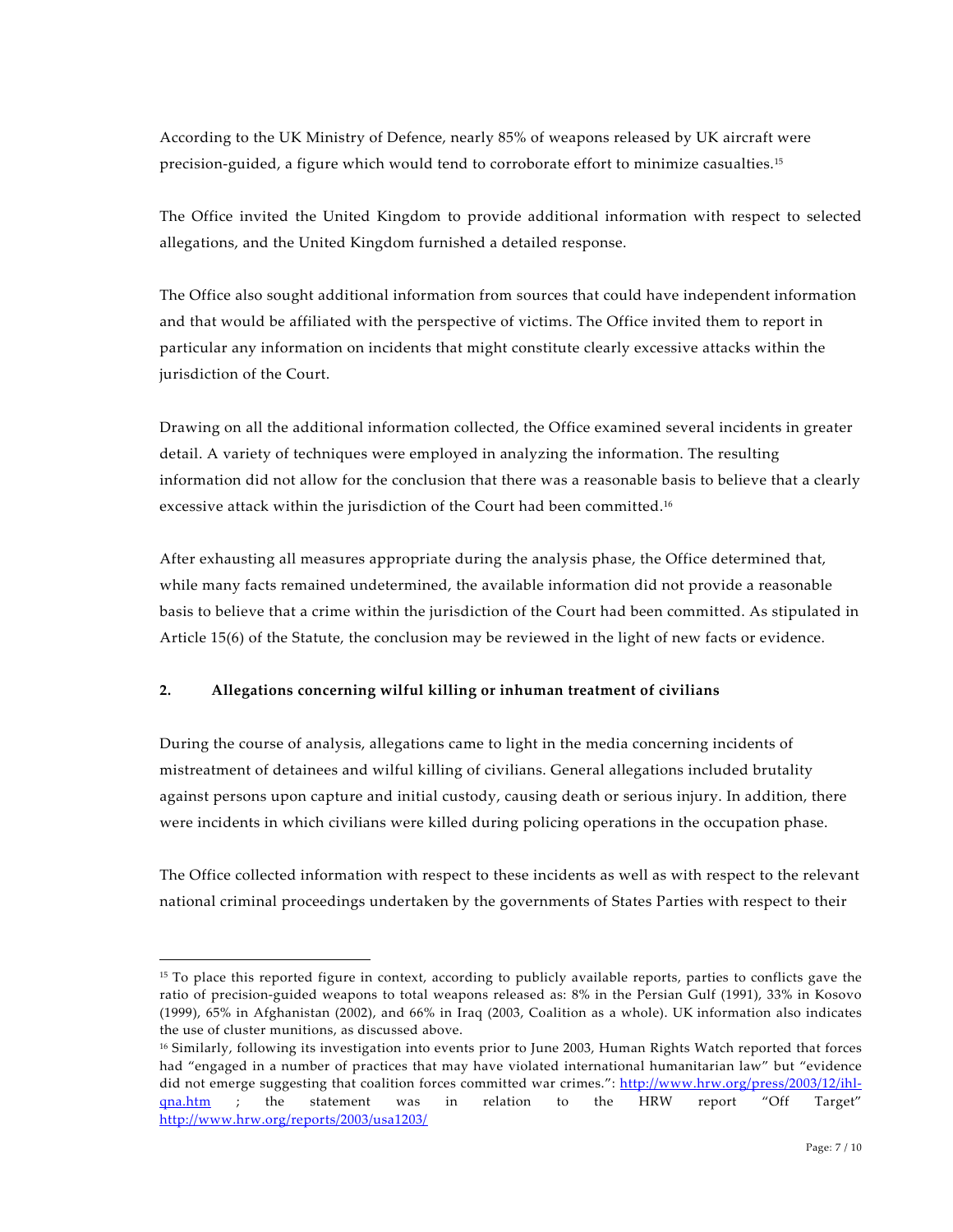According to the UK Ministry of Defence, nearly 85% of weapons released by UK aircraft were precision-guided, a figure which would tend to corroborate effort to minimize casualties.[15]

The Office invited the United Kingdom to provide additional information with respect to selected allegations, and the United Kingdom furnished a detailed response.

The Office also sought additional information from sources that could have independent information and that would be affiliated with the perspective of victims. The Office invited them to report in particular any information on incidents that might constitute clearly excessive attacks within the jurisdiction of the Court.

Drawing on all the additional information collected, the Office examined several incidents in greater detail. A variety of techniques were employed in analyzing the information. The resulting information did not allow for the conclusion that there was a reasonable basis to believe that a clearly excessive attack within the jurisdiction of the Court had been committed.[16]

After exhausting all measures appropriate during the analysis phase, the Office determined that, while many facts remained undetermined, the available information did not provide a reasonable basis to believe that a crime within the jurisdiction of the Court had been committed. As stipulated in Article 15(6) of the Statute, the conclusion may be reviewed in the light of new facts or evidence.

### 2. Allegations concerning wilful killing or inhuman treatment of civilians

During the course of analysis, allegations came to light in the media concerning incidents of mistreatment of detainees and wilful killing of civilians. General allegations included brutality against persons upon capture and initial custody, causing death or serious injury. In addition, there were incidents in which civilians were killed during policing operations in the occupation phase.

The Office collected information with respect to these incidents as well as with respect to the relevant national criminal proceedings undertaken by the governments of States Parties with respect to their

---

[15] To place this reported figure in context, according to publicly available reports, parties to conflicts gave the ratio of precision-guided weapons to total weapons released as: 8% in the Persian Gulf (1991), 33% in Kosovo (1999), 65% in Afghanistan (2002), and 66% in Iraq (2003, Coalition as a whole). UK information also indicates the use of cluster munitions, as discussed above.

[16] Similarly, following its investigation into events prior to June 2003, Human Rights Watch reported that forces had "engaged in a number of practices that may have violated international humanitarian law" but "evidence did not emerge suggesting that coalition forces committed war crimes.": http://www.hrw.org/press/2003/12/ihl-qna.htm ; the statement was in relation to the HRW report "Off Target" http://www.hrw.org/reports/2003/usa1203/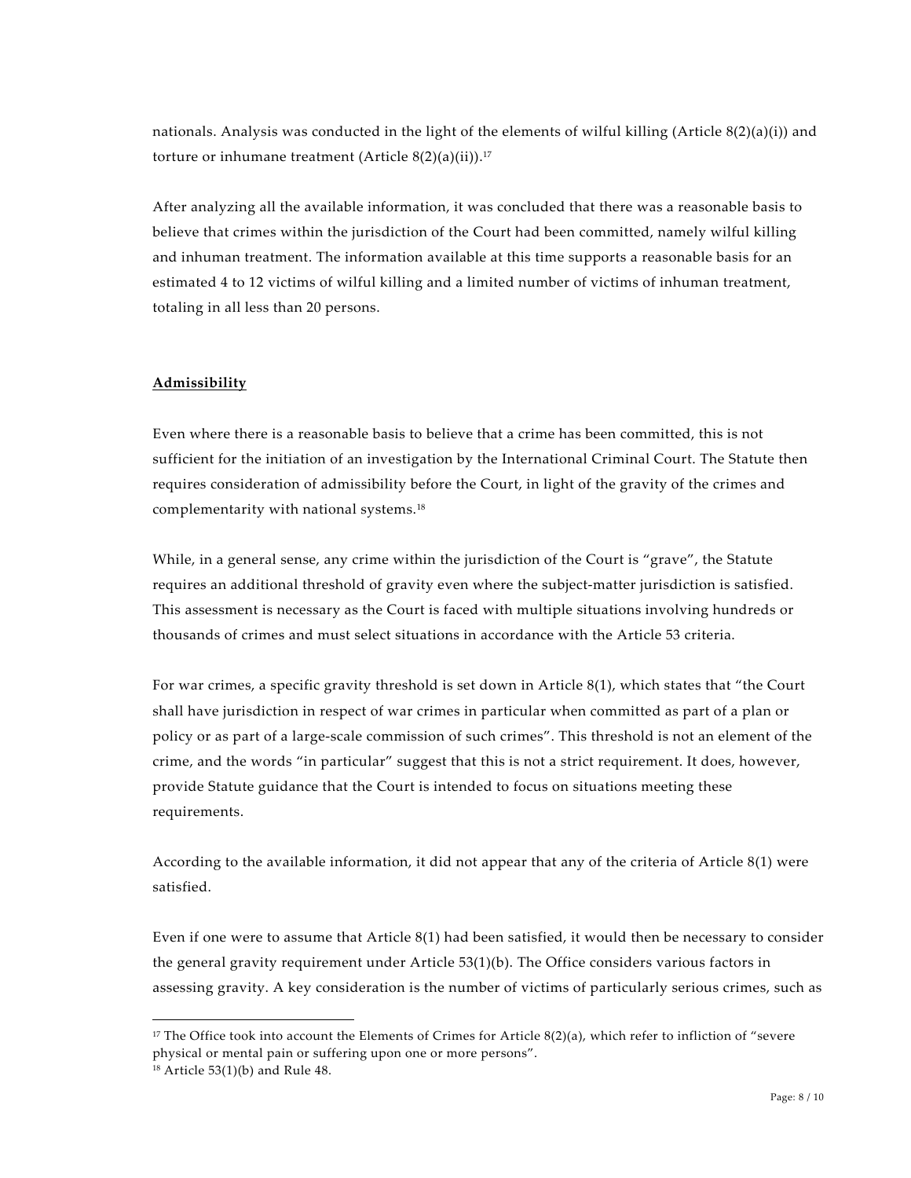nationals. Analysis was conducted in the light of the elements of wilful killing (Article 8(2)(a)(i)) and torture or inhumane treatment (Article 8(2)(a)(ii)).[17]

After analyzing all the available information, it was concluded that there was a reasonable basis to believe that crimes within the jurisdiction of the Court had been committed, namely wilful killing and inhuman treatment. The information available at this time supports a reasonable basis for an estimated 4 to 12 victims of wilful killing and a limited number of victims of inhuman treatment, totaling in all less than 20 persons.

**Admissibility**

Even where there is a reasonable basis to believe that a crime has been committed, this is not sufficient for the initiation of an investigation by the International Criminal Court. The Statute then requires consideration of admissibility before the Court, in light of the gravity of the crimes and complementarity with national systems.[18]

While, in a general sense, any crime within the jurisdiction of the Court is "grave", the Statute requires an additional threshold of gravity even where the subject-matter jurisdiction is satisfied. This assessment is necessary as the Court is faced with multiple situations involving hundreds or thousands of crimes and must select situations in accordance with the Article 53 criteria.

For war crimes, a specific gravity threshold is set down in Article 8(1), which states that "the Court shall have jurisdiction in respect of war crimes in particular when committed as part of a plan or policy or as part of a large-scale commission of such crimes". This threshold is not an element of the crime, and the words "in particular" suggest that this is not a strict requirement. It does, however, provide Statute guidance that the Court is intended to focus on situations meeting these requirements.

According to the available information, it did not appear that any of the criteria of Article 8(1) were satisfied.

Even if one were to assume that Article 8(1) had been satisfied, it would then be necessary to consider the general gravity requirement under Article 53(1)(b). The Office considers various factors in assessing gravity. A key consideration is the number of victims of particularly serious crimes, such as

---

[17] The Office took into account the Elements of Crimes for Article 8(2)(a), which refer to infliction of "severe physical or mental pain or suffering upon one or more persons".

[18] Article 53(1)(b) and Rule 48.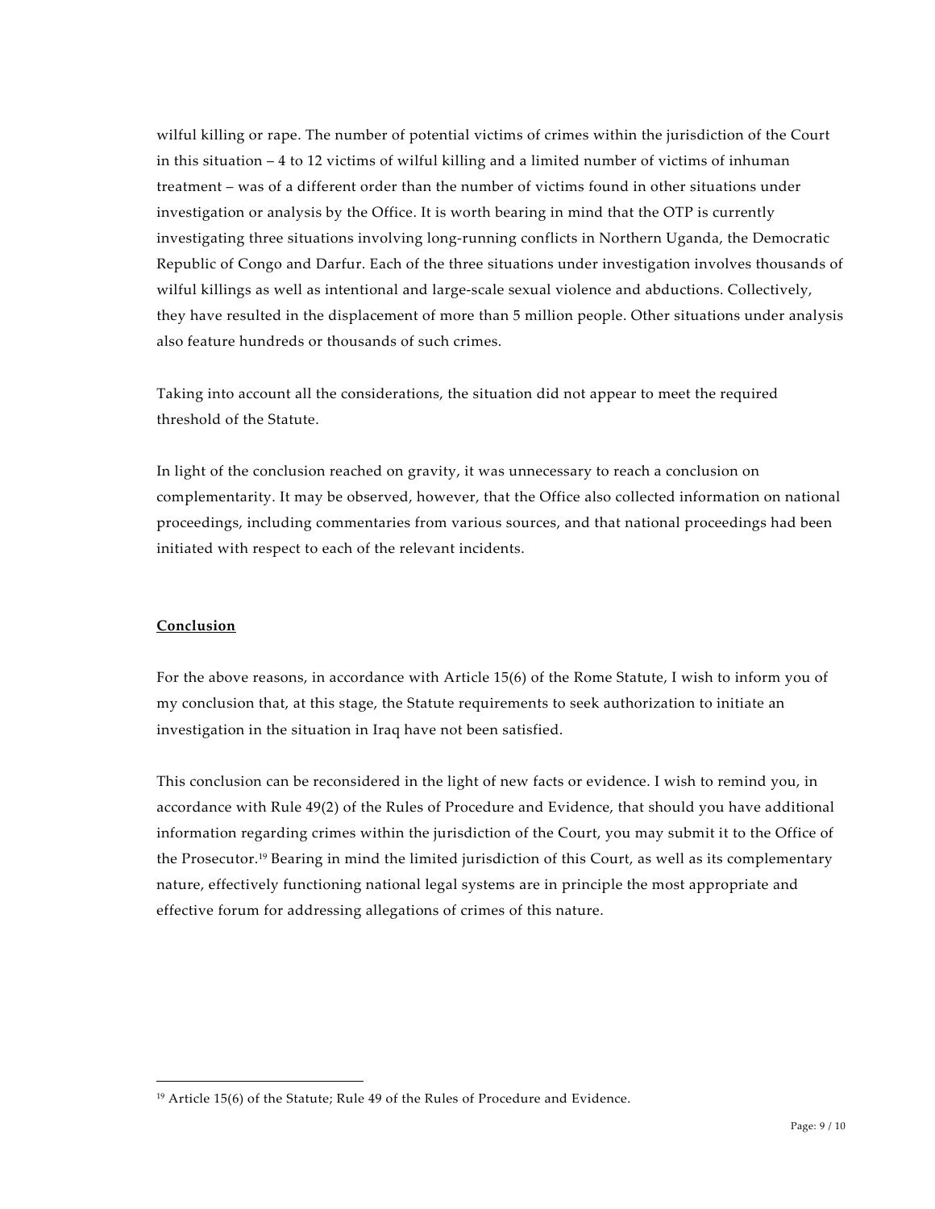wilful killing or rape. The number of potential victims of crimes within the jurisdiction of the Court in this situation – 4 to 12 victims of wilful killing and a limited number of victims of inhuman treatment – was of a different order than the number of victims found in other situations under investigation or analysis by the Office. It is worth bearing in mind that the OTP is currently investigating three situations involving long-running conflicts in Northern Uganda, the Democratic Republic of Congo and Darfur. Each of the three situations under investigation involves thousands of wilful killings as well as intentional and large-scale sexual violence and abductions. Collectively, they have resulted in the displacement of more than 5 million people. Other situations under analysis also feature hundreds or thousands of such crimes.

Taking into account all the considerations, the situation did not appear to meet the required threshold of the Statute.

In light of the conclusion reached on gravity, it was unnecessary to reach a conclusion on complementarity. It may be observed, however, that the Office also collected information on national proceedings, including commentaries from various sources, and that national proceedings had been initiated with respect to each of the relevant incidents.

**<u>Conclusion</u>**

For the above reasons, in accordance with Article 15(6) of the Rome Statute, I wish to inform you of my conclusion that, at this stage, the Statute requirements to seek authorization to initiate an investigation in the situation in Iraq have not been satisfied.

This conclusion can be reconsidered in the light of new facts or evidence. I wish to remind you, in accordance with Rule 49(2) of the Rules of Procedure and Evidence, that should you have additional information regarding crimes within the jurisdiction of the Court, you may submit it to the Office of the Prosecutor.[19] Bearing in mind the limited jurisdiction of this Court, as well as its complementary nature, effectively functioning national legal systems are in principle the most appropriate and effective forum for addressing allegations of crimes of this nature.

---

[19] Article 15(6) of the Statute; Rule 49 of the Rules of Procedure and Evidence.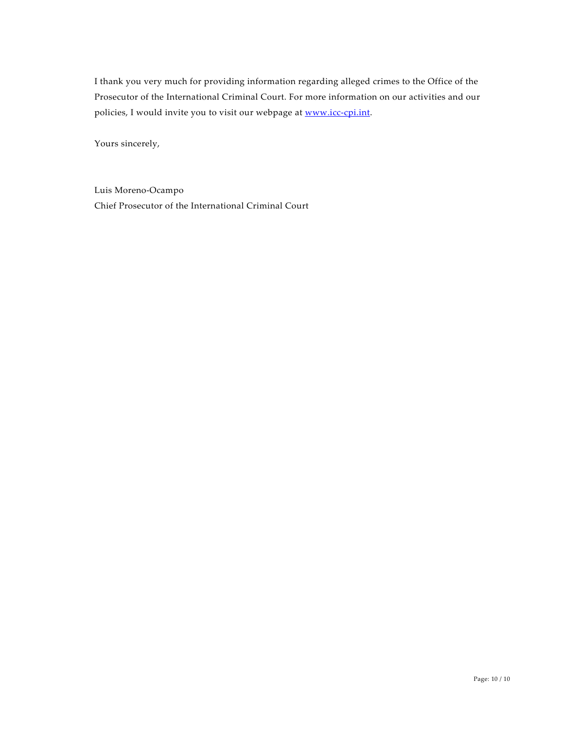I thank you very much for providing information regarding alleged crimes to the Office of the Prosecutor of the International Criminal Court. For more information on our activities and our policies, I would invite you to visit our webpage at [www.icc-cpi.int](http://www.icc-cpi.int).

Yours sincerely,

Luis Moreno-Ocampo
Chief Prosecutor of the International Criminal Court